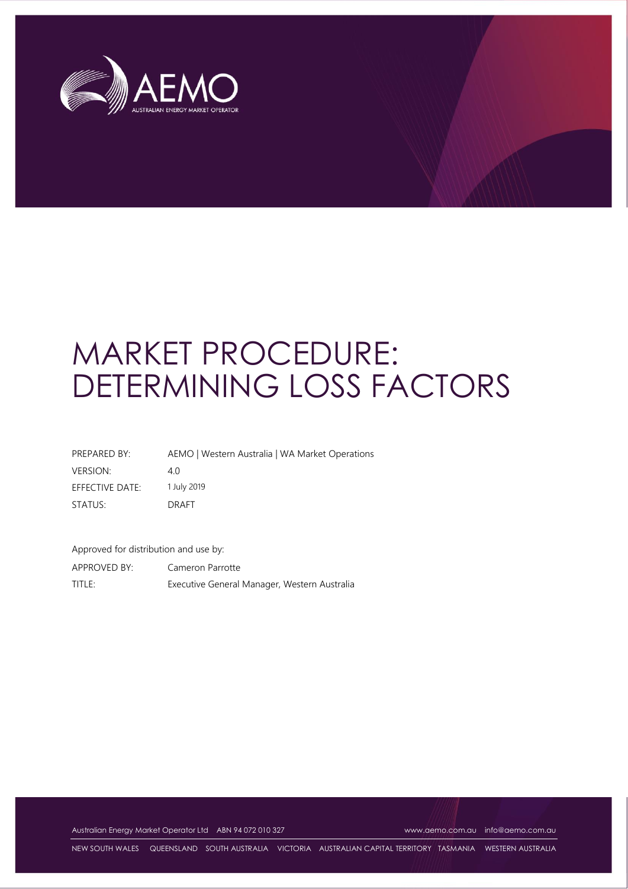# MARKET PROCEDURE: DETERMINING LOSS FACTORS

| | |
|---|---|
| PREPARED BY: | AEMO \| Western Australia \| WA Market Operations |
| VERSION: | 4.0 |
| EFFECTIVE DATE: | 1 July 2019 |
| STATUS: | DRAFT |

Approved for distribution and use by:

| | |
|---|---|
| APPROVED BY: | Cameron Parrotte |
| TITLE: | Executive General Manager, Western Australia |

Australian Energy Market Operator Ltd ABN 94 072 010 327 www.aemo.com.au info@aemo.com.au

NEW SOUTH WALES QUEENSLAND SOUTH AUSTRALIA VICTORIA AUSTRALIAN CAPITAL TERRITORY TASMANIA WESTERN AUSTRALIA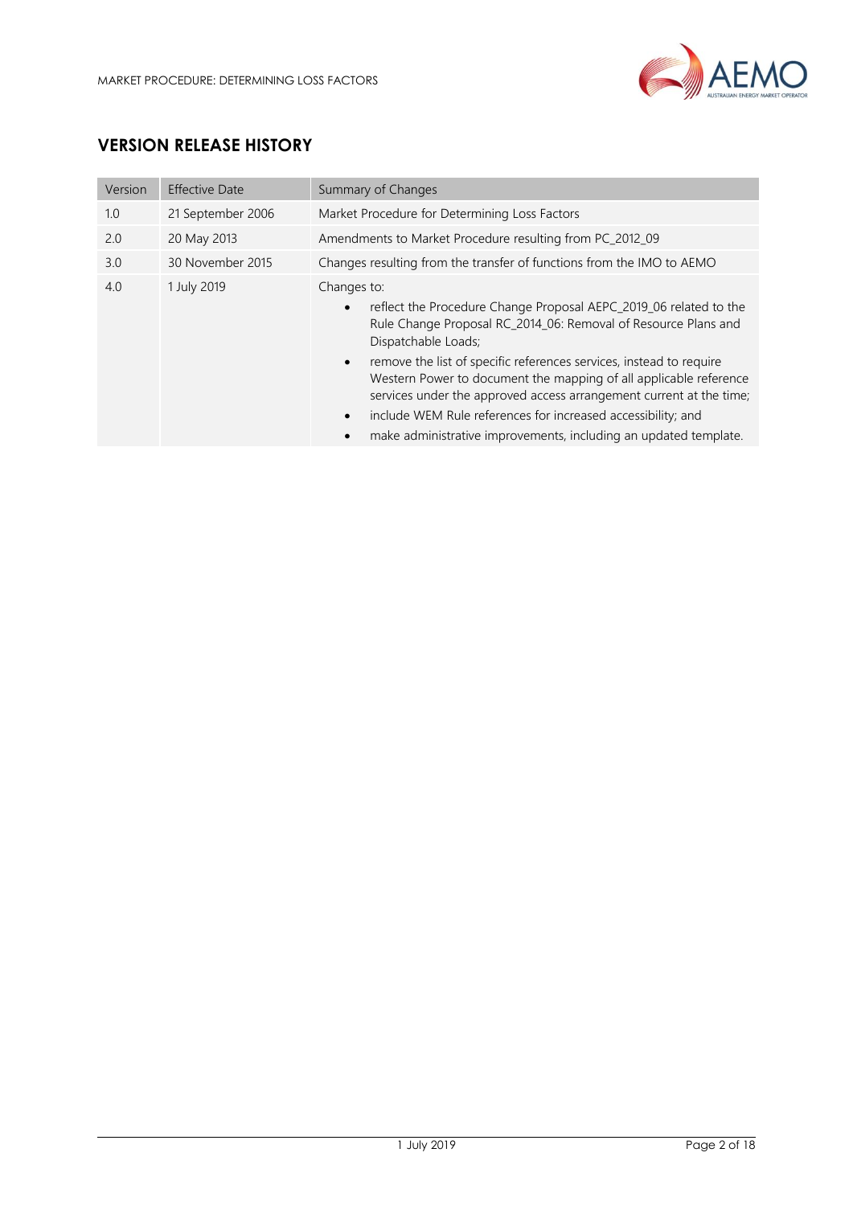## VERSION RELEASE HISTORY

| Version | Effective Date | Summary of Changes |
|---|---|---|
| 1.0 | 21 September 2006 | Market Procedure for Determining Loss Factors |
| 2.0 | 20 May 2013 | Amendments to Market Procedure resulting from PC_2012_09 |
| 3.0 | 30 November 2015 | Changes resulting from the transfer of functions from the IMO to AEMO |
| 4.0 | 1 July 2019 | Changes to:<br>• reflect the Procedure Change Proposal AEPC_2019_06 related to the Rule Change Proposal RC_2014_06: Removal of Resource Plans and Dispatchable Loads;<br>• remove the list of specific references services, instead to require Western Power to document the mapping of all applicable reference services under the approved access arrangement current at the time;<br>• include WEM Rule references for increased accessibility; and<br>• make administrative improvements, including an updated template. |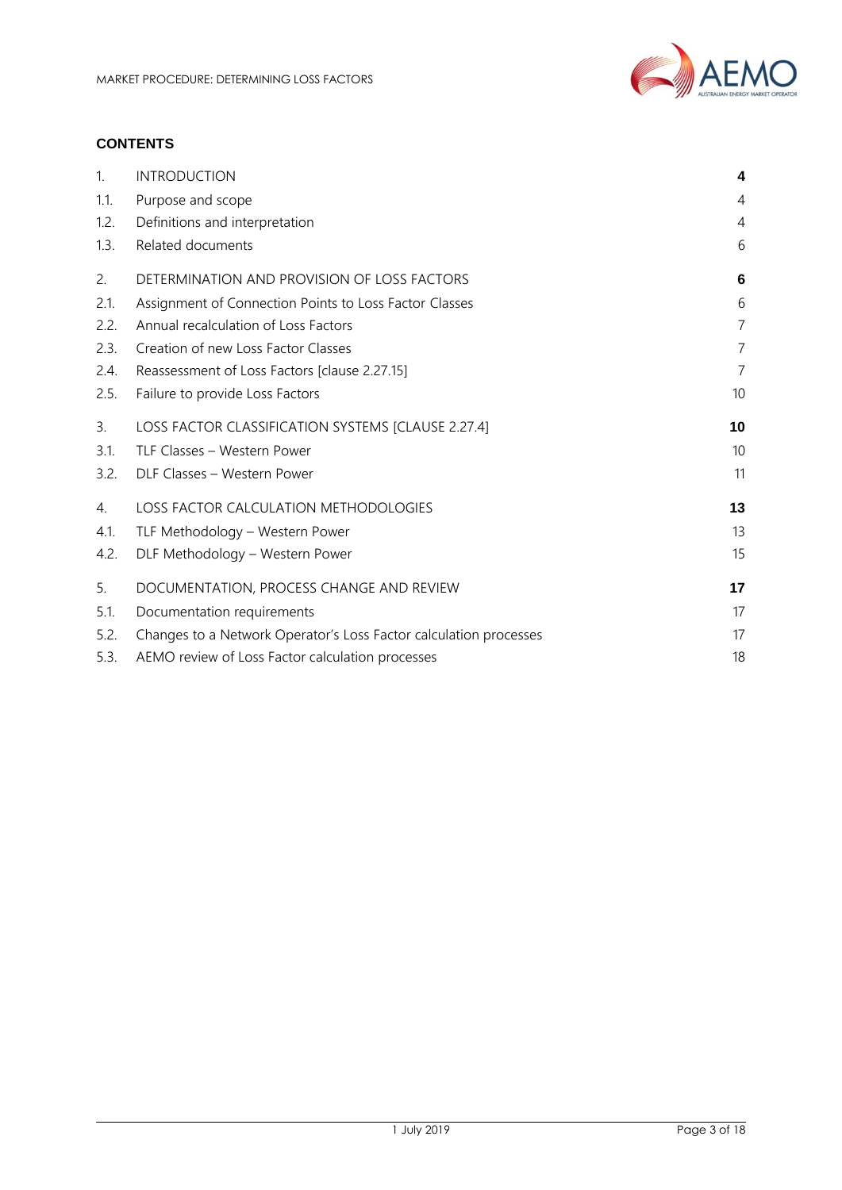**CONTENTS**

| | | |
|---|---|---|
| 1. | INTRODUCTION | **4** |
| 1.1. | Purpose and scope | 4 |
| 1.2. | Definitions and interpretation | 4 |
| 1.3. | Related documents | 6 |
| 2. | DETERMINATION AND PROVISION OF LOSS FACTORS | **6** |
| 2.1. | Assignment of Connection Points to Loss Factor Classes | 6 |
| 2.2. | Annual recalculation of Loss Factors | 7 |
| 2.3. | Creation of new Loss Factor Classes | 7 |
| 2.4. | Reassessment of Loss Factors [clause 2.27.15] | 7 |
| 2.5. | Failure to provide Loss Factors | 10 |
| 3. | LOSS FACTOR CLASSIFICATION SYSTEMS [CLAUSE 2.27.4] | **10** |
| 3.1. | TLF Classes – Western Power | 10 |
| 3.2. | DLF Classes – Western Power | 11 |
| 4. | LOSS FACTOR CALCULATION METHODOLOGIES | **13** |
| 4.1. | TLF Methodology – Western Power | 13 |
| 4.2. | DLF Methodology – Western Power | 15 |
| 5. | DOCUMENTATION, PROCESS CHANGE AND REVIEW | **17** |
| 5.1. | Documentation requirements | 17 |
| 5.2. | Changes to a Network Operator's Loss Factor calculation processes | 17 |
| 5.3. | AEMO review of Loss Factor calculation processes | 18 |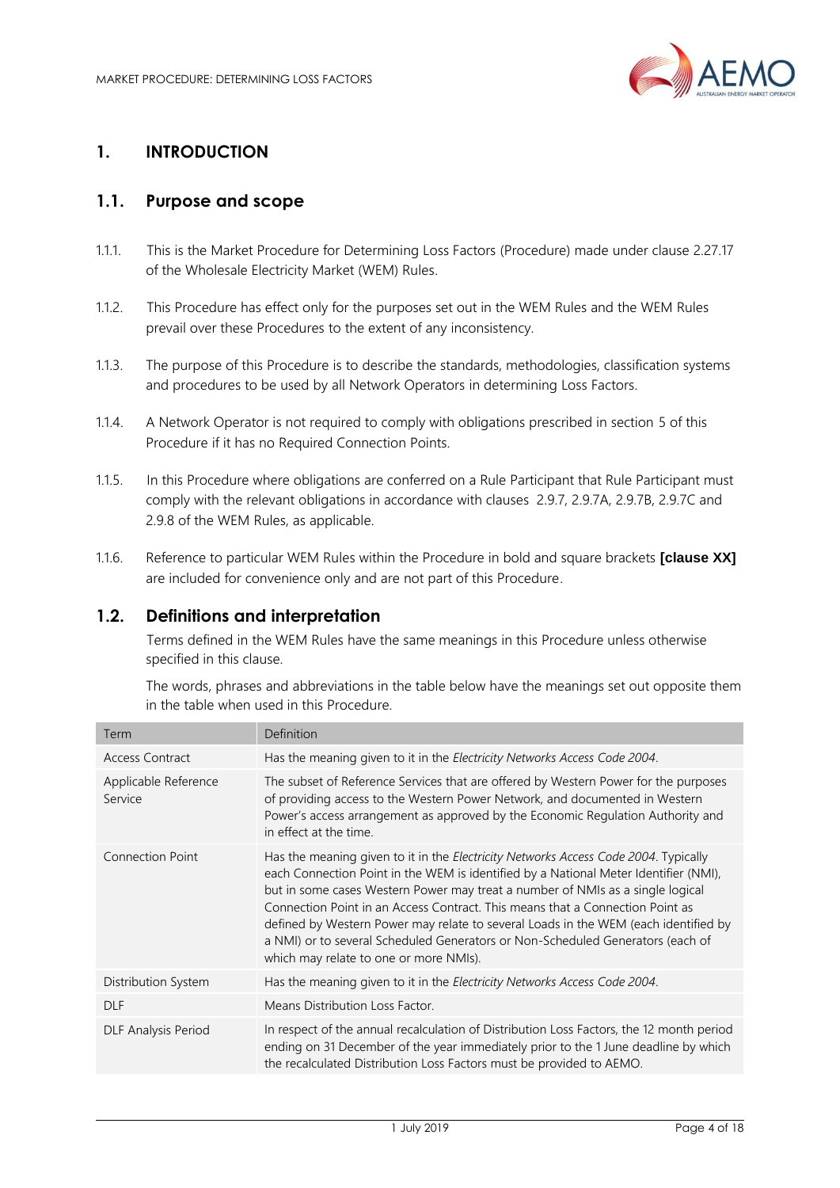# 1. INTRODUCTION

## 1.1. Purpose and scope

1.1.1. This is the Market Procedure for Determining Loss Factors (Procedure) made under clause 2.27.17 of the Wholesale Electricity Market (WEM) Rules.

1.1.2. This Procedure has effect only for the purposes set out in the WEM Rules and the WEM Rules prevail over these Procedures to the extent of any inconsistency.

1.1.3. The purpose of this Procedure is to describe the standards, methodologies, classification systems and procedures to be used by all Network Operators in determining Loss Factors.

1.1.4. A Network Operator is not required to comply with obligations prescribed in section 5 of this Procedure if it has no Required Connection Points.

1.1.5. In this Procedure where obligations are conferred on a Rule Participant that Rule Participant must comply with the relevant obligations in accordance with clauses 2.9.7, 2.9.7A, 2.9.7B, 2.9.7C and 2.9.8 of the WEM Rules, as applicable.

1.1.6. Reference to particular WEM Rules within the Procedure in bold and square brackets **[clause XX]** are included for convenience only and are not part of this Procedure.

## 1.2. Definitions and interpretation

Terms defined in the WEM Rules have the same meanings in this Procedure unless otherwise specified in this clause.

The words, phrases and abbreviations in the table below have the meanings set out opposite them in the table when used in this Procedure.

| Term | Definition |
|---|---|
| Access Contract | Has the meaning given to it in the *Electricity Networks Access Code 2004*. |
| Applicable Reference Service | The subset of Reference Services that are offered by Western Power for the purposes of providing access to the Western Power Network, and documented in Western Power's access arrangement as approved by the Economic Regulation Authority and in effect at the time. |
| Connection Point | Has the meaning given to it in the *Electricity Networks Access Code 2004*. Typically each Connection Point in the WEM is identified by a National Meter Identifier (NMI), but in some cases Western Power may treat a number of NMIs as a single logical Connection Point in an Access Contract. This means that a Connection Point as defined by Western Power may relate to several Loads in the WEM (each identified by a NMI) or to several Scheduled Generators or Non-Scheduled Generators (each of which may relate to one or more NMIs). |
| Distribution System | Has the meaning given to it in the *Electricity Networks Access Code 2004*. |
| DLF | Means Distribution Loss Factor. |
| DLF Analysis Period | In respect of the annual recalculation of Distribution Loss Factors, the 12 month period ending on 31 December of the year immediately prior to the 1 June deadline by which the recalculated Distribution Loss Factors must be provided to AEMO. |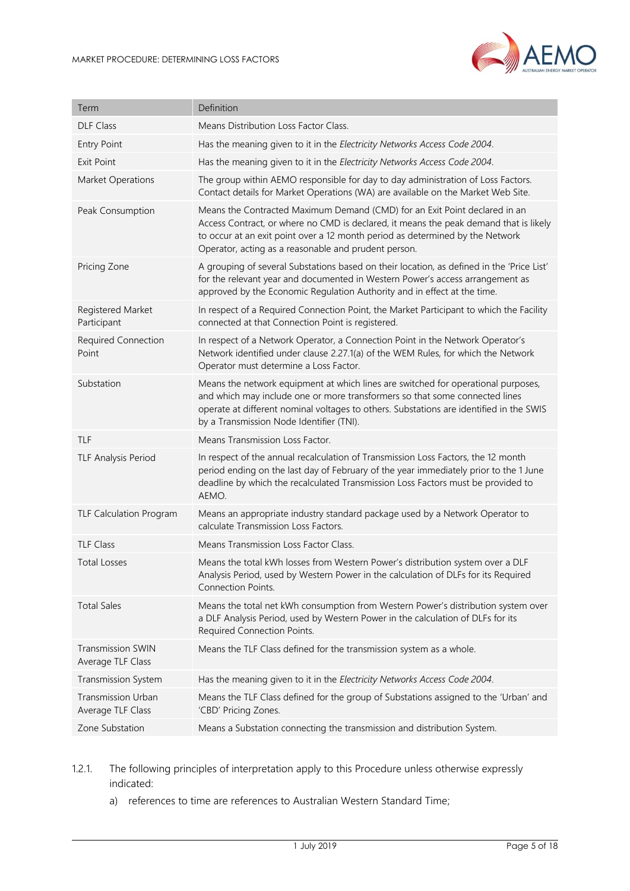| Term | Definition |
|---|---|
| DLF Class | Means Distribution Loss Factor Class. |
| Entry Point | Has the meaning given to it in the *Electricity Networks Access Code 2004*. |
| Exit Point | Has the meaning given to it in the *Electricity Networks Access Code 2004*. |
| Market Operations | The group within AEMO responsible for day to day administration of Loss Factors. Contact details for Market Operations (WA) are available on the Market Web Site. |
| Peak Consumption | Means the Contracted Maximum Demand (CMD) for an Exit Point declared in an Access Contract, or where no CMD is declared, it means the peak demand that is likely to occur at an exit point over a 12 month period as determined by the Network Operator, acting as a reasonable and prudent person. |
| Pricing Zone | A grouping of several Substations based on their location, as defined in the 'Price List' for the relevant year and documented in Western Power's access arrangement as approved by the Economic Regulation Authority and in effect at the time. |
| Registered Market Participant | In respect of a Required Connection Point, the Market Participant to which the Facility connected at that Connection Point is registered. |
| Required Connection Point | In respect of a Network Operator, a Connection Point in the Network Operator's Network identified under clause 2.27.1(a) of the WEM Rules, for which the Network Operator must determine a Loss Factor. |
| Substation | Means the network equipment at which lines are switched for operational purposes, and which may include one or more transformers so that some connected lines operate at different nominal voltages to others. Substations are identified in the SWIS by a Transmission Node Identifier (TNI). |
| TLF | Means Transmission Loss Factor. |
| TLF Analysis Period | In respect of the annual recalculation of Transmission Loss Factors, the 12 month period ending on the last day of February of the year immediately prior to the 1 June deadline by which the recalculated Transmission Loss Factors must be provided to AEMO. |
| TLF Calculation Program | Means an appropriate industry standard package used by a Network Operator to calculate Transmission Loss Factors. |
| TLF Class | Means Transmission Loss Factor Class. |
| Total Losses | Means the total kWh losses from Western Power's distribution system over a DLF Analysis Period, used by Western Power in the calculation of DLFs for its Required Connection Points. |
| Total Sales | Means the total net kWh consumption from Western Power's distribution system over a DLF Analysis Period, used by Western Power in the calculation of DLFs for its Required Connection Points. |
| Transmission SWIN Average TLF Class | Means the TLF Class defined for the transmission system as a whole. |
| Transmission System | Has the meaning given to it in the *Electricity Networks Access Code 2004*. |
| Transmission Urban Average TLF Class | Means the TLF Class defined for the group of Substations assigned to the 'Urban' and 'CBD' Pricing Zones. |
| Zone Substation | Means a Substation connecting the transmission and distribution System. |

1.2.1. The following principles of interpretation apply to this Procedure unless otherwise expressly indicated:

a) references to time are references to Australian Western Standard Time;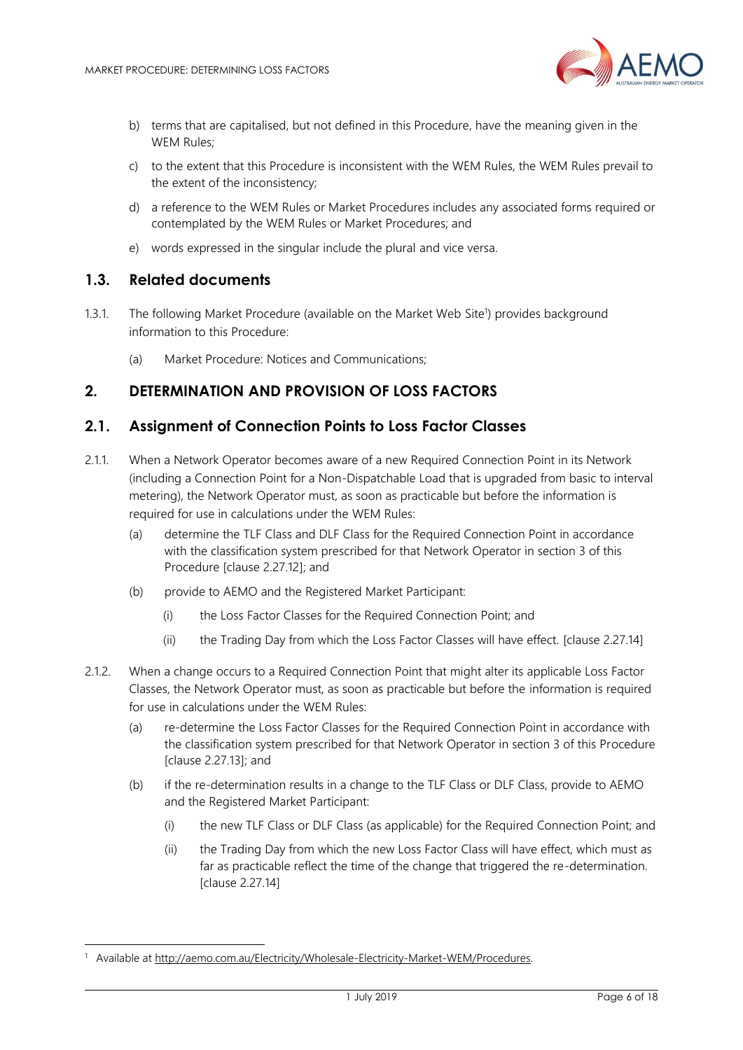b) terms that are capitalised, but not defined in this Procedure, have the meaning given in the WEM Rules;

c) to the extent that this Procedure is inconsistent with the WEM Rules, the WEM Rules prevail to the extent of the inconsistency;

d) a reference to the WEM Rules or Market Procedures includes any associated forms required or contemplated by the WEM Rules or Market Procedures; and

e) words expressed in the singular include the plural and vice versa.

## 1.3. Related documents

1.3.1. The following Market Procedure (available on the Market Web Site[1]) provides background information to this Procedure:

(a) Market Procedure: Notices and Communications;

# 2. DETERMINATION AND PROVISION OF LOSS FACTORS

## 2.1. Assignment of Connection Points to Loss Factor Classes

2.1.1. When a Network Operator becomes aware of a new Required Connection Point in its Network (including a Connection Point for a Non-Dispatchable Load that is upgraded from basic to interval metering), the Network Operator must, as soon as practicable but before the information is required for use in calculations under the WEM Rules:

(a) determine the TLF Class and DLF Class for the Required Connection Point in accordance with the classification system prescribed for that Network Operator in section 3 of this Procedure [clause 2.27.12]; and

(b) provide to AEMO and the Registered Market Participant:

(i) the Loss Factor Classes for the Required Connection Point; and

(ii) the Trading Day from which the Loss Factor Classes will have effect. [clause 2.27.14]

2.1.2. When a change occurs to a Required Connection Point that might alter its applicable Loss Factor Classes, the Network Operator must, as soon as practicable but before the information is required for use in calculations under the WEM Rules:

(a) re-determine the Loss Factor Classes for the Required Connection Point in accordance with the classification system prescribed for that Network Operator in section 3 of this Procedure [clause 2.27.13]; and

(b) if the re-determination results in a change to the TLF Class or DLF Class, provide to AEMO and the Registered Market Participant:

(i) the new TLF Class or DLF Class (as applicable) for the Required Connection Point; and

(ii) the Trading Day from which the new Loss Factor Class will have effect, which must as far as practicable reflect the time of the change that triggered the re-determination. [clause 2.27.14]

---

[1] Available at http://aemo.com.au/Electricity/Wholesale-Electricity-Market-WEM/Procedures.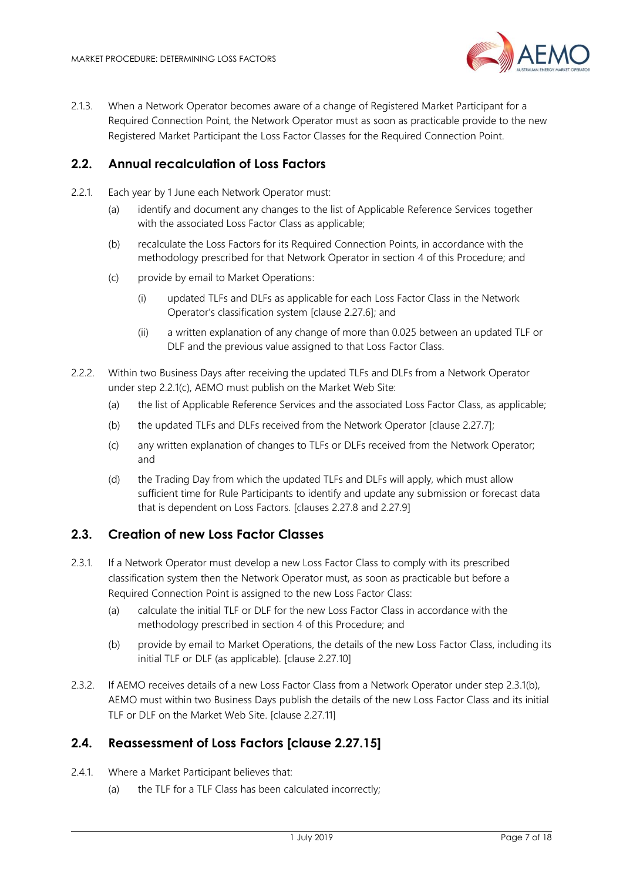2.1.3. When a Network Operator becomes aware of a change of Registered Market Participant for a Required Connection Point, the Network Operator must as soon as practicable provide to the new Registered Market Participant the Loss Factor Classes for the Required Connection Point.

## 2.2. Annual recalculation of Loss Factors

2.2.1. Each year by 1 June each Network Operator must:

(a) identify and document any changes to the list of Applicable Reference Services together with the associated Loss Factor Class as applicable;

(b) recalculate the Loss Factors for its Required Connection Points, in accordance with the methodology prescribed for that Network Operator in section 4 of this Procedure; and

(c) provide by email to Market Operations:

(i) updated TLFs and DLFs as applicable for each Loss Factor Class in the Network Operator's classification system [clause 2.27.6]; and

(ii) a written explanation of any change of more than 0.025 between an updated TLF or DLF and the previous value assigned to that Loss Factor Class.

2.2.2. Within two Business Days after receiving the updated TLFs and DLFs from a Network Operator under step 2.2.1(c), AEMO must publish on the Market Web Site:

(a) the list of Applicable Reference Services and the associated Loss Factor Class, as applicable;

(b) the updated TLFs and DLFs received from the Network Operator [clause 2.27.7];

(c) any written explanation of changes to TLFs or DLFs received from the Network Operator; and

(d) the Trading Day from which the updated TLFs and DLFs will apply, which must allow sufficient time for Rule Participants to identify and update any submission or forecast data that is dependent on Loss Factors. [clauses 2.27.8 and 2.27.9]

## 2.3. Creation of new Loss Factor Classes

2.3.1. If a Network Operator must develop a new Loss Factor Class to comply with its prescribed classification system then the Network Operator must, as soon as practicable but before a Required Connection Point is assigned to the new Loss Factor Class:

(a) calculate the initial TLF or DLF for the new Loss Factor Class in accordance with the methodology prescribed in section 4 of this Procedure; and

(b) provide by email to Market Operations, the details of the new Loss Factor Class, including its initial TLF or DLF (as applicable). [clause 2.27.10]

2.3.2. If AEMO receives details of a new Loss Factor Class from a Network Operator under step 2.3.1(b), AEMO must within two Business Days publish the details of the new Loss Factor Class and its initial TLF or DLF on the Market Web Site. [clause 2.27.11]

## 2.4. Reassessment of Loss Factors [clause 2.27.15]

2.4.1. Where a Market Participant believes that:

(a) the TLF for a TLF Class has been calculated incorrectly;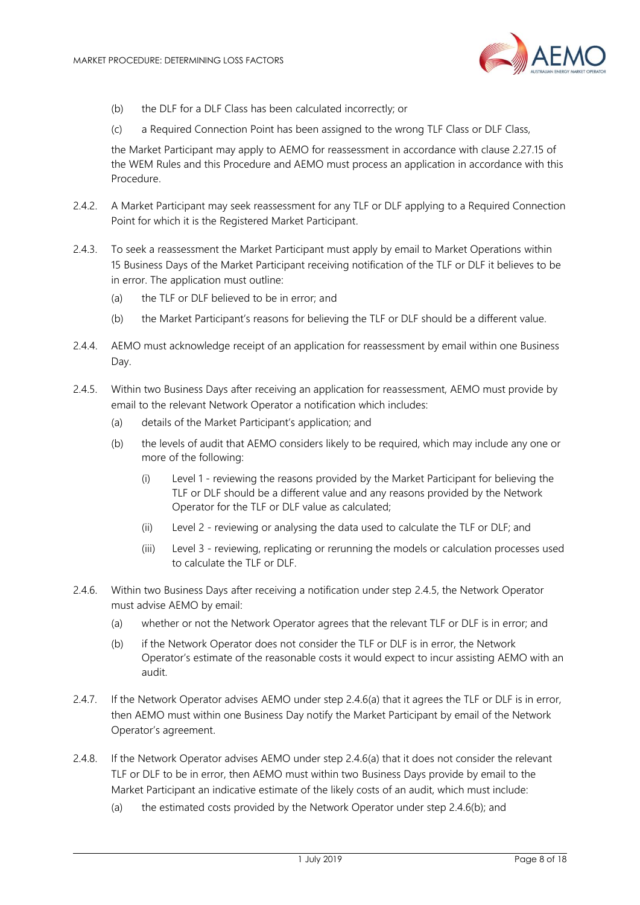(b) the DLF for a DLF Class has been calculated incorrectly; or

(c) a Required Connection Point has been assigned to the wrong TLF Class or DLF Class,

the Market Participant may apply to AEMO for reassessment in accordance with clause 2.27.15 of the WEM Rules and this Procedure and AEMO must process an application in accordance with this Procedure.

2.4.2. A Market Participant may seek reassessment for any TLF or DLF applying to a Required Connection Point for which it is the Registered Market Participant.

2.4.3. To seek a reassessment the Market Participant must apply by email to Market Operations within 15 Business Days of the Market Participant receiving notification of the TLF or DLF it believes to be in error. The application must outline:

(a) the TLF or DLF believed to be in error; and

(b) the Market Participant's reasons for believing the TLF or DLF should be a different value.

2.4.4. AEMO must acknowledge receipt of an application for reassessment by email within one Business Day.

2.4.5. Within two Business Days after receiving an application for reassessment, AEMO must provide by email to the relevant Network Operator a notification which includes:

(a) details of the Market Participant's application; and

(b) the levels of audit that AEMO considers likely to be required, which may include any one or more of the following:

(i) Level 1 - reviewing the reasons provided by the Market Participant for believing the TLF or DLF should be a different value and any reasons provided by the Network Operator for the TLF or DLF value as calculated;

(ii) Level 2 - reviewing or analysing the data used to calculate the TLF or DLF; and

(iii) Level 3 - reviewing, replicating or rerunning the models or calculation processes used to calculate the TLF or DLF.

2.4.6. Within two Business Days after receiving a notification under step 2.4.5, the Network Operator must advise AEMO by email:

(a) whether or not the Network Operator agrees that the relevant TLF or DLF is in error; and

(b) if the Network Operator does not consider the TLF or DLF is in error, the Network Operator's estimate of the reasonable costs it would expect to incur assisting AEMO with an audit.

2.4.7. If the Network Operator advises AEMO under step 2.4.6(a) that it agrees the TLF or DLF is in error, then AEMO must within one Business Day notify the Market Participant by email of the Network Operator's agreement.

2.4.8. If the Network Operator advises AEMO under step 2.4.6(a) that it does not consider the relevant TLF or DLF to be in error, then AEMO must within two Business Days provide by email to the Market Participant an indicative estimate of the likely costs of an audit, which must include:

(a) the estimated costs provided by the Network Operator under step 2.4.6(b); and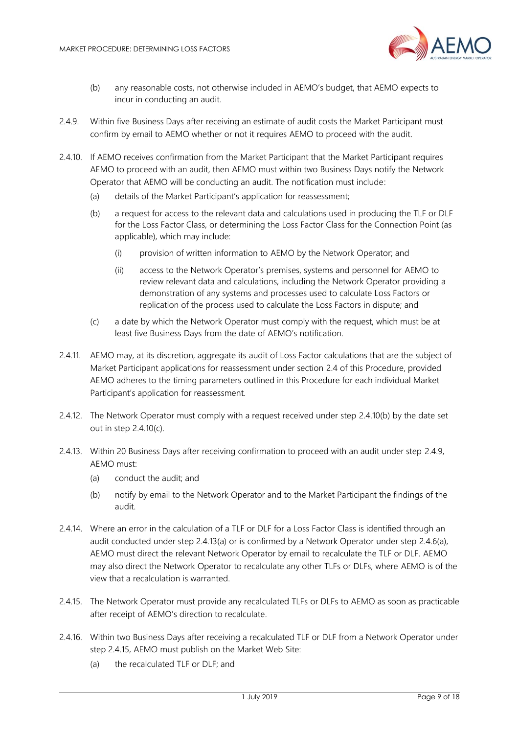(b) any reasonable costs, not otherwise included in AEMO's budget, that AEMO expects to incur in conducting an audit.

2.4.9. Within five Business Days after receiving an estimate of audit costs the Market Participant must confirm by email to AEMO whether or not it requires AEMO to proceed with the audit.

2.4.10. If AEMO receives confirmation from the Market Participant that the Market Participant requires AEMO to proceed with an audit, then AEMO must within two Business Days notify the Network Operator that AEMO will be conducting an audit. The notification must include:

(a) details of the Market Participant's application for reassessment;

(b) a request for access to the relevant data and calculations used in producing the TLF or DLF for the Loss Factor Class, or determining the Loss Factor Class for the Connection Point (as applicable), which may include:

(i) provision of written information to AEMO by the Network Operator; and

(ii) access to the Network Operator's premises, systems and personnel for AEMO to review relevant data and calculations, including the Network Operator providing a demonstration of any systems and processes used to calculate Loss Factors or replication of the process used to calculate the Loss Factors in dispute; and

(c) a date by which the Network Operator must comply with the request, which must be at least five Business Days from the date of AEMO's notification.

2.4.11. AEMO may, at its discretion, aggregate its audit of Loss Factor calculations that are the subject of Market Participant applications for reassessment under section 2.4 of this Procedure, provided AEMO adheres to the timing parameters outlined in this Procedure for each individual Market Participant's application for reassessment.

2.4.12. The Network Operator must comply with a request received under step 2.4.10(b) by the date set out in step 2.4.10(c).

2.4.13. Within 20 Business Days after receiving confirmation to proceed with an audit under step 2.4.9, AEMO must:

(a) conduct the audit; and

(b) notify by email to the Network Operator and to the Market Participant the findings of the audit.

2.4.14. Where an error in the calculation of a TLF or DLF for a Loss Factor Class is identified through an audit conducted under step 2.4.13(a) or is confirmed by a Network Operator under step 2.4.6(a), AEMO must direct the relevant Network Operator by email to recalculate the TLF or DLF. AEMO may also direct the Network Operator to recalculate any other TLFs or DLFs, where AEMO is of the view that a recalculation is warranted.

2.4.15. The Network Operator must provide any recalculated TLFs or DLFs to AEMO as soon as practicable after receipt of AEMO's direction to recalculate.

2.4.16. Within two Business Days after receiving a recalculated TLF or DLF from a Network Operator under step 2.4.15, AEMO must publish on the Market Web Site:

(a) the recalculated TLF or DLF; and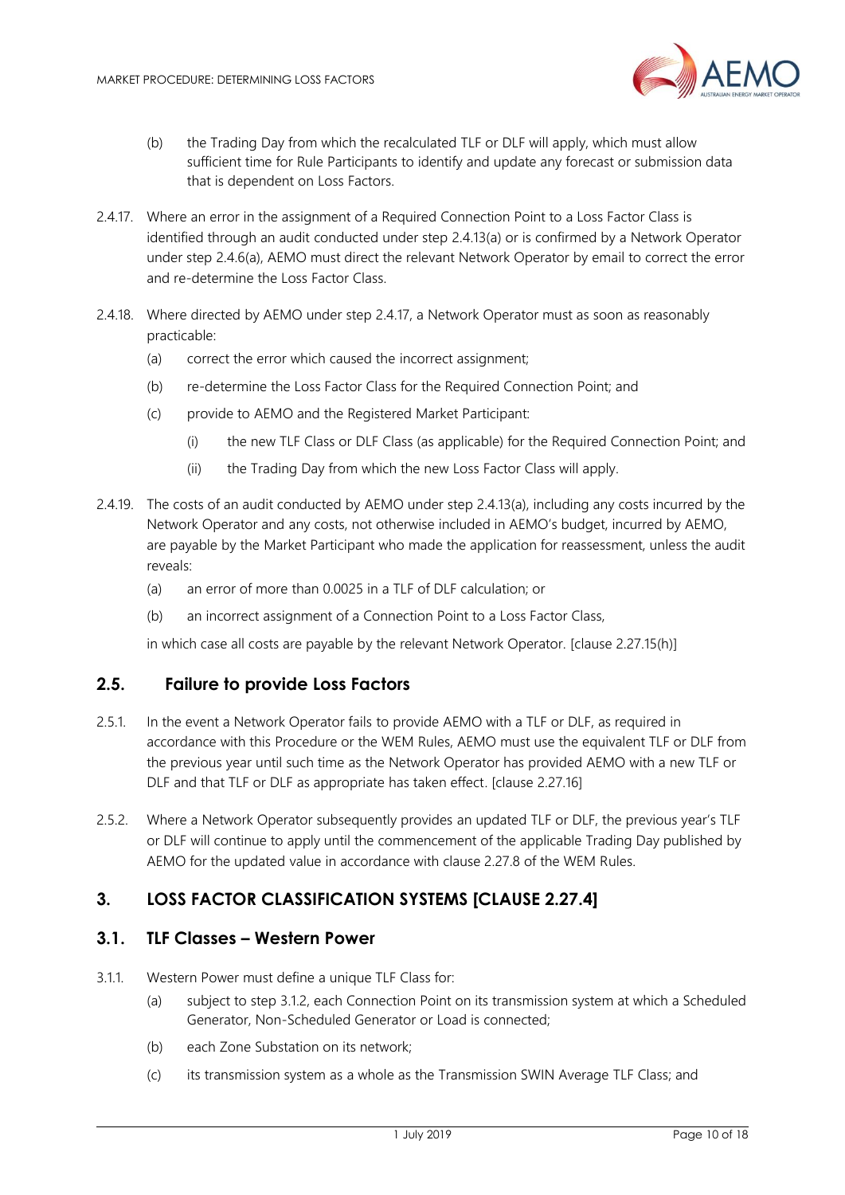(b) the Trading Day from which the recalculated TLF or DLF will apply, which must allow sufficient time for Rule Participants to identify and update any forecast or submission data that is dependent on Loss Factors.

2.4.17. Where an error in the assignment of a Required Connection Point to a Loss Factor Class is identified through an audit conducted under step 2.4.13(a) or is confirmed by a Network Operator under step 2.4.6(a), AEMO must direct the relevant Network Operator by email to correct the error and re-determine the Loss Factor Class.

2.4.18. Where directed by AEMO under step 2.4.17, a Network Operator must as soon as reasonably practicable:

(a) correct the error which caused the incorrect assignment;

(b) re-determine the Loss Factor Class for the Required Connection Point; and

(c) provide to AEMO and the Registered Market Participant:

(i) the new TLF Class or DLF Class (as applicable) for the Required Connection Point; and

(ii) the Trading Day from which the new Loss Factor Class will apply.

2.4.19. The costs of an audit conducted by AEMO under step 2.4.13(a), including any costs incurred by the Network Operator and any costs, not otherwise included in AEMO's budget, incurred by AEMO, are payable by the Market Participant who made the application for reassessment, unless the audit reveals:

(a) an error of more than 0.0025 in a TLF of DLF calculation; or

(b) an incorrect assignment of a Connection Point to a Loss Factor Class,

in which case all costs are payable by the relevant Network Operator. [clause 2.27.15(h)]

## 2.5. Failure to provide Loss Factors

2.5.1. In the event a Network Operator fails to provide AEMO with a TLF or DLF, as required in accordance with this Procedure or the WEM Rules, AEMO must use the equivalent TLF or DLF from the previous year until such time as the Network Operator has provided AEMO with a new TLF or DLF and that TLF or DLF as appropriate has taken effect. [clause 2.27.16]

2.5.2. Where a Network Operator subsequently provides an updated TLF or DLF, the previous year's TLF or DLF will continue to apply until the commencement of the applicable Trading Day published by AEMO for the updated value in accordance with clause 2.27.8 of the WEM Rules.

# 3. LOSS FACTOR CLASSIFICATION SYSTEMS [CLAUSE 2.27.4]

## 3.1. TLF Classes – Western Power

3.1.1. Western Power must define a unique TLF Class for:

(a) subject to step 3.1.2, each Connection Point on its transmission system at which a Scheduled Generator, Non-Scheduled Generator or Load is connected;

(b) each Zone Substation on its network;

(c) its transmission system as a whole as the Transmission SWIN Average TLF Class; and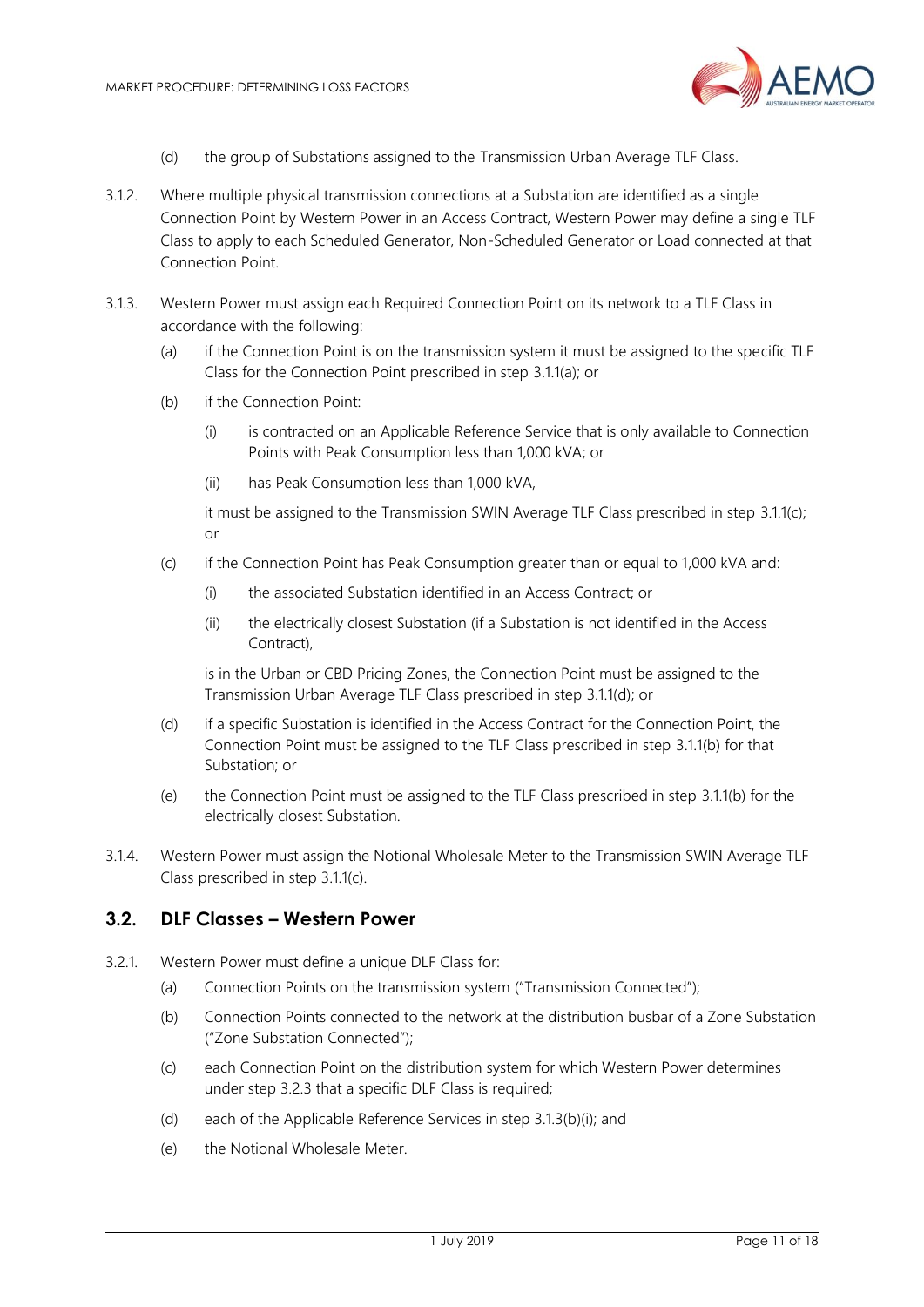(d) the group of Substations assigned to the Transmission Urban Average TLF Class.

3.1.2. Where multiple physical transmission connections at a Substation are identified as a single Connection Point by Western Power in an Access Contract, Western Power may define a single TLF Class to apply to each Scheduled Generator, Non-Scheduled Generator or Load connected at that Connection Point.

3.1.3. Western Power must assign each Required Connection Point on its network to a TLF Class in accordance with the following:

(a) if the Connection Point is on the transmission system it must be assigned to the specific TLF Class for the Connection Point prescribed in step 3.1.1(a); or

(b) if the Connection Point:

(i) is contracted on an Applicable Reference Service that is only available to Connection Points with Peak Consumption less than 1,000 kVA; or

(ii) has Peak Consumption less than 1,000 kVA,

it must be assigned to the Transmission SWIN Average TLF Class prescribed in step 3.1.1(c); or

(c) if the Connection Point has Peak Consumption greater than or equal to 1,000 kVA and:

(i) the associated Substation identified in an Access Contract; or

(ii) the electrically closest Substation (if a Substation is not identified in the Access Contract),

is in the Urban or CBD Pricing Zones, the Connection Point must be assigned to the Transmission Urban Average TLF Class prescribed in step 3.1.1(d); or

(d) if a specific Substation is identified in the Access Contract for the Connection Point, the Connection Point must be assigned to the TLF Class prescribed in step 3.1.1(b) for that Substation; or

(e) the Connection Point must be assigned to the TLF Class prescribed in step 3.1.1(b) for the electrically closest Substation.

3.1.4. Western Power must assign the Notional Wholesale Meter to the Transmission SWIN Average TLF Class prescribed in step 3.1.1(c).

## 3.2. DLF Classes – Western Power

3.2.1. Western Power must define a unique DLF Class for:

(a) Connection Points on the transmission system ("Transmission Connected");

(b) Connection Points connected to the network at the distribution busbar of a Zone Substation ("Zone Substation Connected");

(c) each Connection Point on the distribution system for which Western Power determines under step 3.2.3 that a specific DLF Class is required;

(d) each of the Applicable Reference Services in step 3.1.3(b)(i); and

(e) the Notional Wholesale Meter.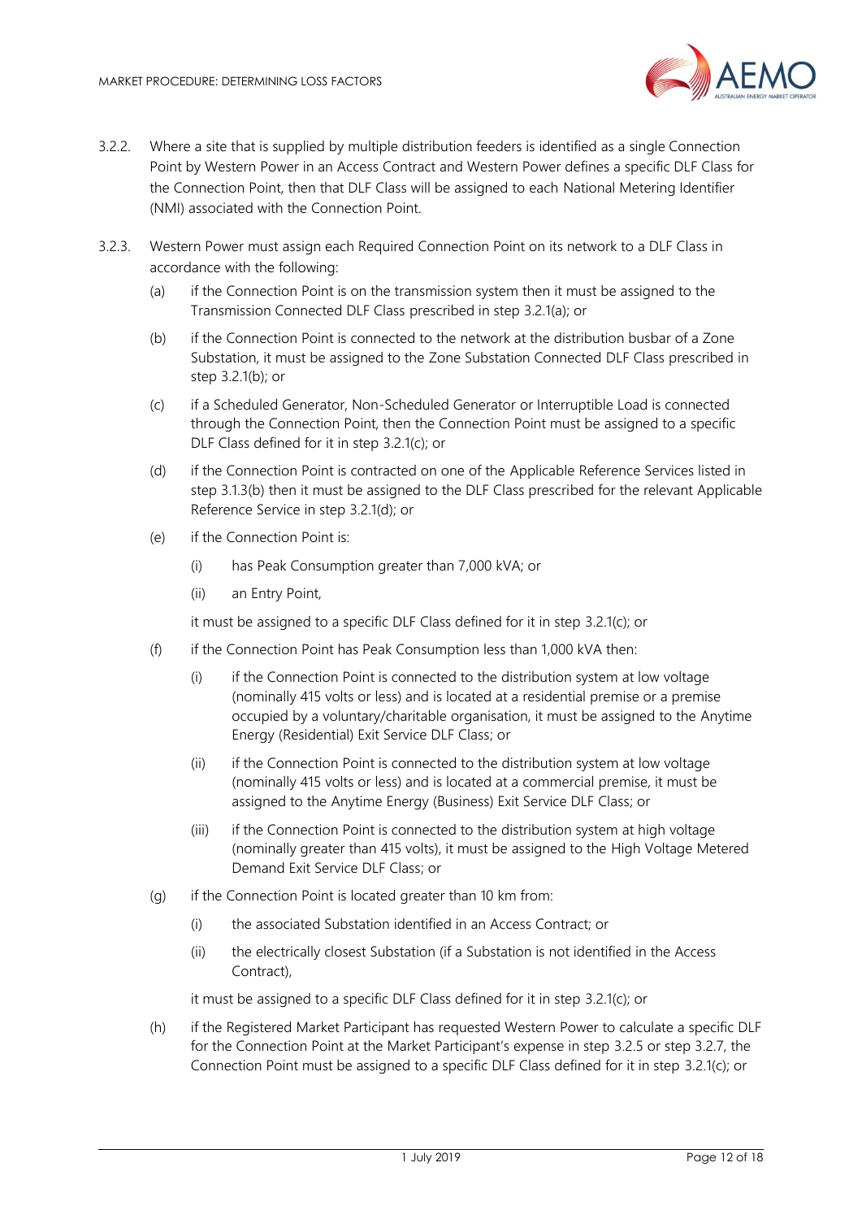3.2.2. Where a site that is supplied by multiple distribution feeders is identified as a single Connection Point by Western Power in an Access Contract and Western Power defines a specific DLF Class for the Connection Point, then that DLF Class will be assigned to each National Metering Identifier (NMI) associated with the Connection Point.

3.2.3. Western Power must assign each Required Connection Point on its network to a DLF Class in accordance with the following:

(a) if the Connection Point is on the transmission system then it must be assigned to the Transmission Connected DLF Class prescribed in step 3.2.1(a); or

(b) if the Connection Point is connected to the network at the distribution busbar of a Zone Substation, it must be assigned to the Zone Substation Connected DLF Class prescribed in step 3.2.1(b); or

(c) if a Scheduled Generator, Non-Scheduled Generator or Interruptible Load is connected through the Connection Point, then the Connection Point must be assigned to a specific DLF Class defined for it in step 3.2.1(c); or

(d) if the Connection Point is contracted on one of the Applicable Reference Services listed in step 3.1.3(b) then it must be assigned to the DLF Class prescribed for the relevant Applicable Reference Service in step 3.2.1(d); or

(e) if the Connection Point is:

(i) has Peak Consumption greater than 7,000 kVA; or

(ii) an Entry Point,

it must be assigned to a specific DLF Class defined for it in step 3.2.1(c); or

(f) if the Connection Point has Peak Consumption less than 1,000 kVA then:

(i) if the Connection Point is connected to the distribution system at low voltage (nominally 415 volts or less) and is located at a residential premise or a premise occupied by a voluntary/charitable organisation, it must be assigned to the Anytime Energy (Residential) Exit Service DLF Class; or

(ii) if the Connection Point is connected to the distribution system at low voltage (nominally 415 volts or less) and is located at a commercial premise, it must be assigned to the Anytime Energy (Business) Exit Service DLF Class; or

(iii) if the Connection Point is connected to the distribution system at high voltage (nominally greater than 415 volts), it must be assigned to the High Voltage Metered Demand Exit Service DLF Class; or

(g) if the Connection Point is located greater than 10 km from:

(i) the associated Substation identified in an Access Contract; or

(ii) the electrically closest Substation (if a Substation is not identified in the Access Contract),

it must be assigned to a specific DLF Class defined for it in step 3.2.1(c); or

(h) if the Registered Market Participant has requested Western Power to calculate a specific DLF for the Connection Point at the Market Participant's expense in step 3.2.5 or step 3.2.7, the Connection Point must be assigned to a specific DLF Class defined for it in step 3.2.1(c); or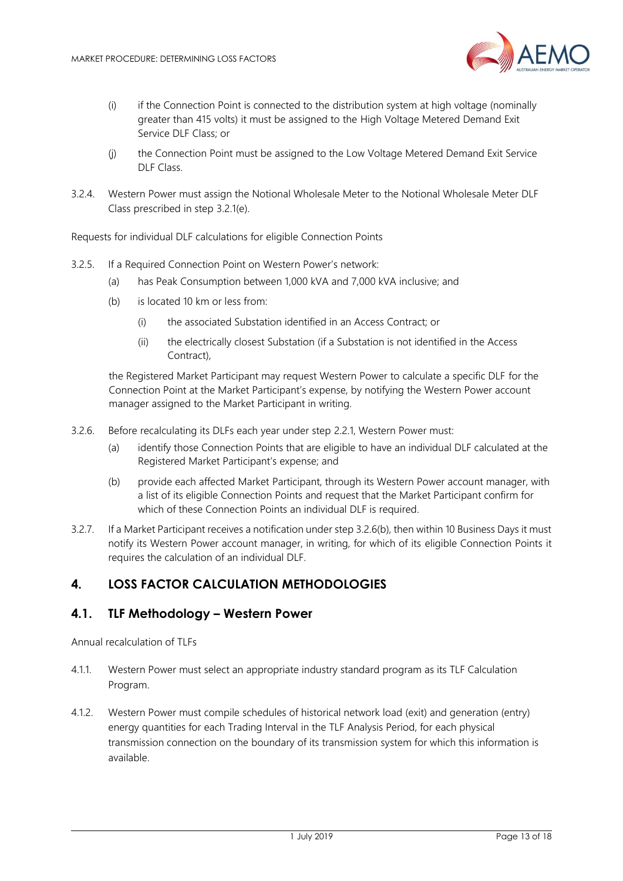(i) if the Connection Point is connected to the distribution system at high voltage (nominally greater than 415 volts) it must be assigned to the High Voltage Metered Demand Exit Service DLF Class; or

(j) the Connection Point must be assigned to the Low Voltage Metered Demand Exit Service DLF Class.

3.2.4. Western Power must assign the Notional Wholesale Meter to the Notional Wholesale Meter DLF Class prescribed in step 3.2.1(e).

Requests for individual DLF calculations for eligible Connection Points

3.2.5. If a Required Connection Point on Western Power's network:

(a) has Peak Consumption between 1,000 kVA and 7,000 kVA inclusive; and

(b) is located 10 km or less from:

(i) the associated Substation identified in an Access Contract; or

(ii) the electrically closest Substation (if a Substation is not identified in the Access Contract),

the Registered Market Participant may request Western Power to calculate a specific DLF for the Connection Point at the Market Participant's expense, by notifying the Western Power account manager assigned to the Market Participant in writing.

3.2.6. Before recalculating its DLFs each year under step 2.2.1, Western Power must:

(a) identify those Connection Points that are eligible to have an individual DLF calculated at the Registered Market Participant's expense; and

(b) provide each affected Market Participant, through its Western Power account manager, with a list of its eligible Connection Points and request that the Market Participant confirm for which of these Connection Points an individual DLF is required.

3.2.7. If a Market Participant receives a notification under step 3.2.6(b), then within 10 Business Days it must notify its Western Power account manager, in writing, for which of its eligible Connection Points it requires the calculation of an individual DLF.

# 4. LOSS FACTOR CALCULATION METHODOLOGIES

## 4.1. TLF Methodology – Western Power

Annual recalculation of TLFs

4.1.1. Western Power must select an appropriate industry standard program as its TLF Calculation Program.

4.1.2. Western Power must compile schedules of historical network load (exit) and generation (entry) energy quantities for each Trading Interval in the TLF Analysis Period, for each physical transmission connection on the boundary of its transmission system for which this information is available.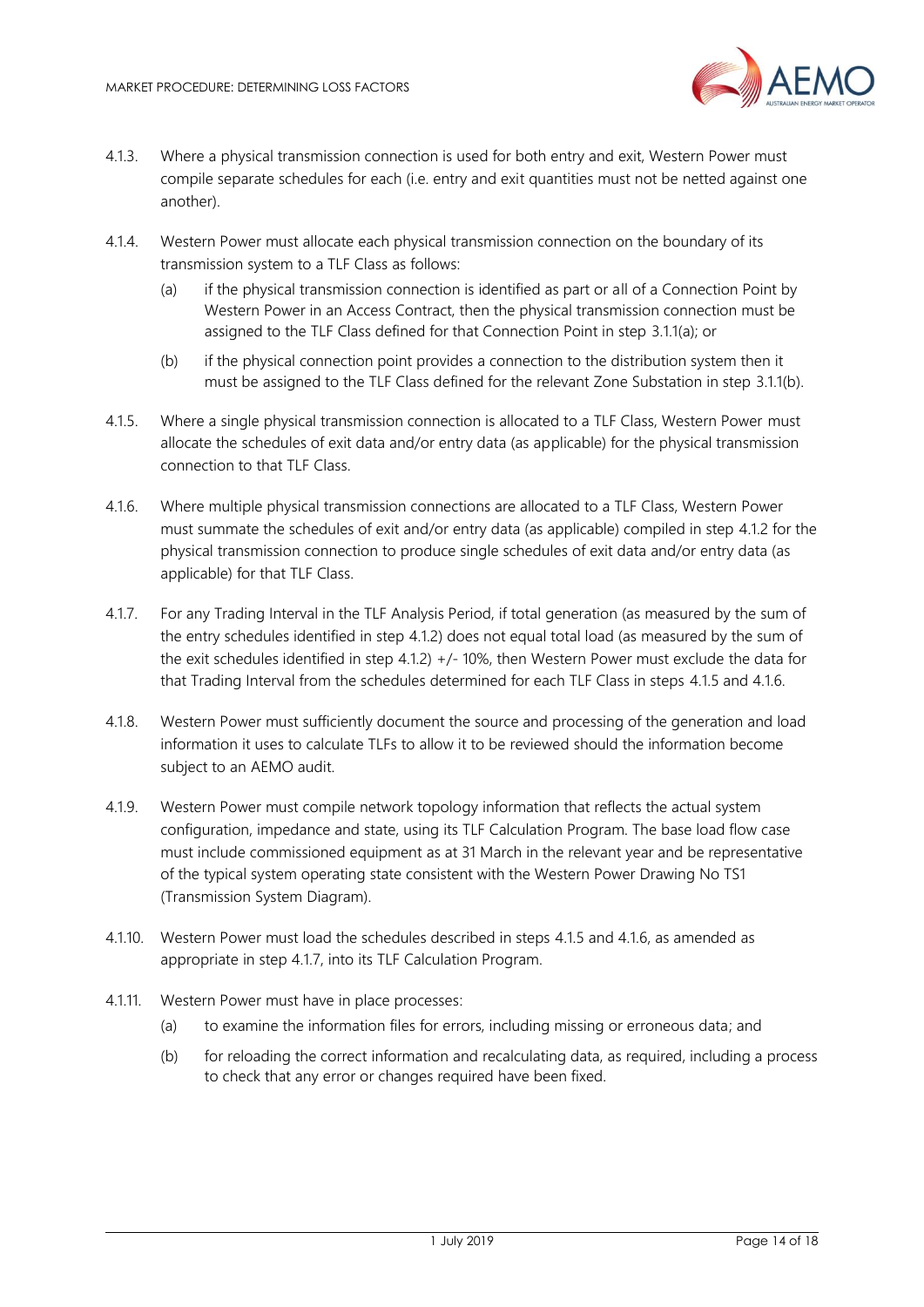4.1.3. Where a physical transmission connection is used for both entry and exit, Western Power must compile separate schedules for each (i.e. entry and exit quantities must not be netted against one another).

4.1.4. Western Power must allocate each physical transmission connection on the boundary of its transmission system to a TLF Class as follows:

(a) if the physical transmission connection is identified as part or all of a Connection Point by Western Power in an Access Contract, then the physical transmission connection must be assigned to the TLF Class defined for that Connection Point in step 3.1.1(a); or

(b) if the physical connection point provides a connection to the distribution system then it must be assigned to the TLF Class defined for the relevant Zone Substation in step 3.1.1(b).

4.1.5. Where a single physical transmission connection is allocated to a TLF Class, Western Power must allocate the schedules of exit data and/or entry data (as applicable) for the physical transmission connection to that TLF Class.

4.1.6. Where multiple physical transmission connections are allocated to a TLF Class, Western Power must summate the schedules of exit and/or entry data (as applicable) compiled in step 4.1.2 for the physical transmission connection to produce single schedules of exit data and/or entry data (as applicable) for that TLF Class.

4.1.7. For any Trading Interval in the TLF Analysis Period, if total generation (as measured by the sum of the entry schedules identified in step 4.1.2) does not equal total load (as measured by the sum of the exit schedules identified in step 4.1.2) +/- 10%, then Western Power must exclude the data for that Trading Interval from the schedules determined for each TLF Class in steps 4.1.5 and 4.1.6.

4.1.8. Western Power must sufficiently document the source and processing of the generation and load information it uses to calculate TLFs to allow it to be reviewed should the information become subject to an AEMO audit.

4.1.9. Western Power must compile network topology information that reflects the actual system configuration, impedance and state, using its TLF Calculation Program. The base load flow case must include commissioned equipment as at 31 March in the relevant year and be representative of the typical system operating state consistent with the Western Power Drawing No TS1 (Transmission System Diagram).

4.1.10. Western Power must load the schedules described in steps 4.1.5 and 4.1.6, as amended as appropriate in step 4.1.7, into its TLF Calculation Program.

4.1.11. Western Power must have in place processes:

(a) to examine the information files for errors, including missing or erroneous data; and

(b) for reloading the correct information and recalculating data, as required, including a process to check that any error or changes required have been fixed.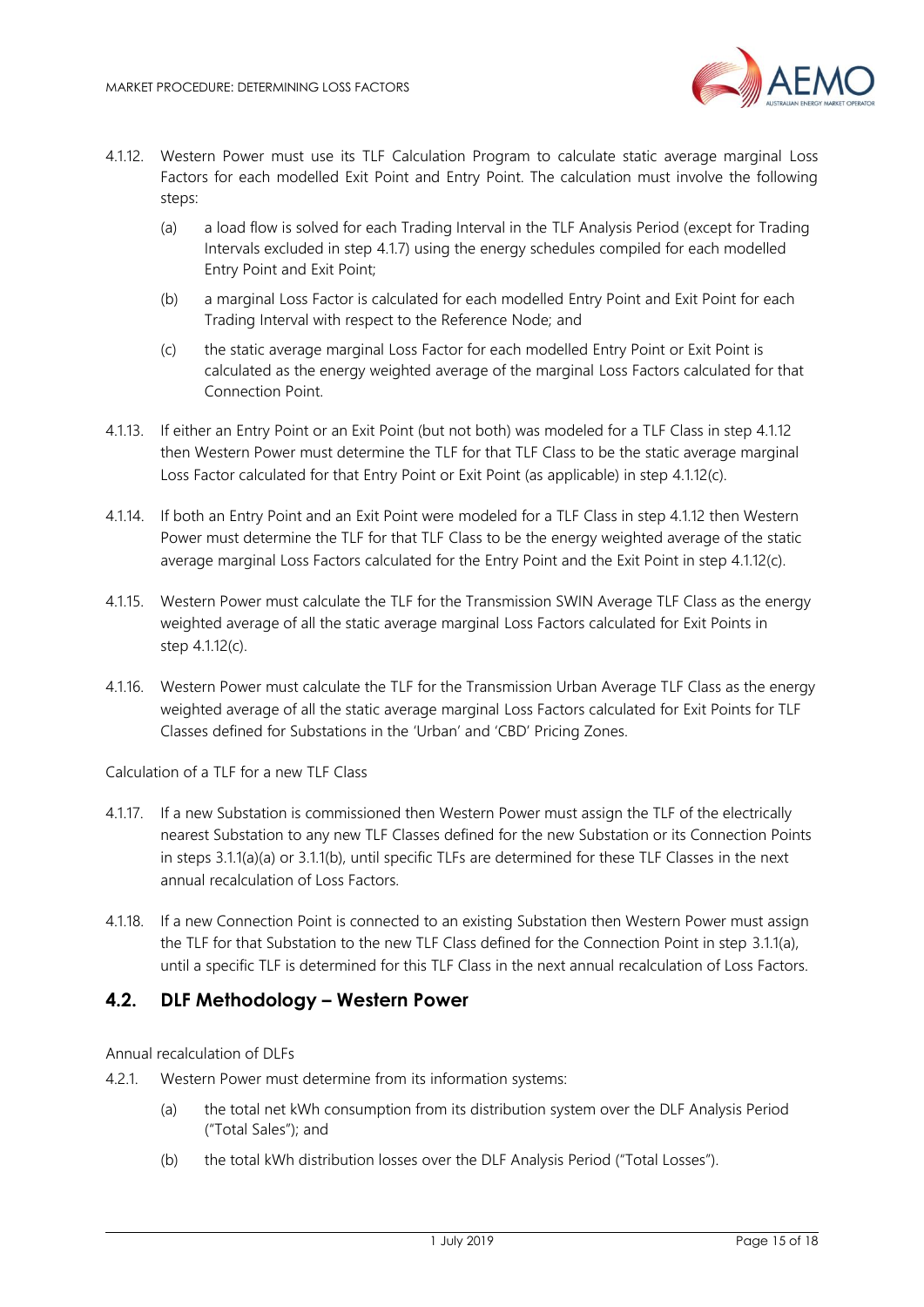4.1.12. Western Power must use its TLF Calculation Program to calculate static average marginal Loss Factors for each modelled Exit Point and Entry Point. The calculation must involve the following steps:

(a) a load flow is solved for each Trading Interval in the TLF Analysis Period (except for Trading Intervals excluded in step 4.1.7) using the energy schedules compiled for each modelled Entry Point and Exit Point;

(b) a marginal Loss Factor is calculated for each modelled Entry Point and Exit Point for each Trading Interval with respect to the Reference Node; and

(c) the static average marginal Loss Factor for each modelled Entry Point or Exit Point is calculated as the energy weighted average of the marginal Loss Factors calculated for that Connection Point.

4.1.13. If either an Entry Point or an Exit Point (but not both) was modeled for a TLF Class in step 4.1.12 then Western Power must determine the TLF for that TLF Class to be the static average marginal Loss Factor calculated for that Entry Point or Exit Point (as applicable) in step 4.1.12(c).

4.1.14. If both an Entry Point and an Exit Point were modeled for a TLF Class in step 4.1.12 then Western Power must determine the TLF for that TLF Class to be the energy weighted average of the static average marginal Loss Factors calculated for the Entry Point and the Exit Point in step 4.1.12(c).

4.1.15. Western Power must calculate the TLF for the Transmission SWIN Average TLF Class as the energy weighted average of all the static average marginal Loss Factors calculated for Exit Points in step 4.1.12(c).

4.1.16. Western Power must calculate the TLF for the Transmission Urban Average TLF Class as the energy weighted average of all the static average marginal Loss Factors calculated for Exit Points for TLF Classes defined for Substations in the 'Urban' and 'CBD' Pricing Zones.

Calculation of a TLF for a new TLF Class

4.1.17. If a new Substation is commissioned then Western Power must assign the TLF of the electrically nearest Substation to any new TLF Classes defined for the new Substation or its Connection Points in steps 3.1.1(a)(a) or 3.1.1(b), until specific TLFs are determined for these TLF Classes in the next annual recalculation of Loss Factors.

4.1.18. If a new Connection Point is connected to an existing Substation then Western Power must assign the TLF for that Substation to the new TLF Class defined for the Connection Point in step 3.1.1(a), until a specific TLF is determined for this TLF Class in the next annual recalculation of Loss Factors.

## 4.2. DLF Methodology – Western Power

Annual recalculation of DLFs

4.2.1. Western Power must determine from its information systems:

(a) the total net kWh consumption from its distribution system over the DLF Analysis Period ("Total Sales"); and

(b) the total kWh distribution losses over the DLF Analysis Period ("Total Losses").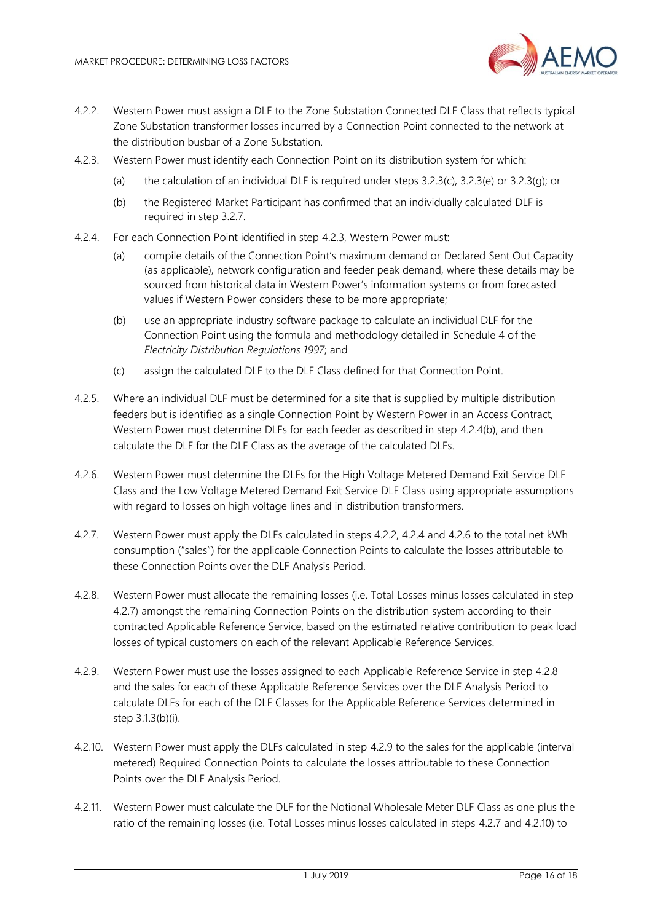4.2.2. Western Power must assign a DLF to the Zone Substation Connected DLF Class that reflects typical Zone Substation transformer losses incurred by a Connection Point connected to the network at the distribution busbar of a Zone Substation.

4.2.3. Western Power must identify each Connection Point on its distribution system for which:

(a) the calculation of an individual DLF is required under steps 3.2.3(c), 3.2.3(e) or 3.2.3(g); or

(b) the Registered Market Participant has confirmed that an individually calculated DLF is required in step 3.2.7.

4.2.4. For each Connection Point identified in step 4.2.3, Western Power must:

(a) compile details of the Connection Point's maximum demand or Declared Sent Out Capacity (as applicable), network configuration and feeder peak demand, where these details may be sourced from historical data in Western Power's information systems or from forecasted values if Western Power considers these to be more appropriate;

(b) use an appropriate industry software package to calculate an individual DLF for the Connection Point using the formula and methodology detailed in Schedule 4 of the *Electricity Distribution Regulations 1997*; and

(c) assign the calculated DLF to the DLF Class defined for that Connection Point.

4.2.5. Where an individual DLF must be determined for a site that is supplied by multiple distribution feeders but is identified as a single Connection Point by Western Power in an Access Contract, Western Power must determine DLFs for each feeder as described in step 4.2.4(b), and then calculate the DLF for the DLF Class as the average of the calculated DLFs.

4.2.6. Western Power must determine the DLFs for the High Voltage Metered Demand Exit Service DLF Class and the Low Voltage Metered Demand Exit Service DLF Class using appropriate assumptions with regard to losses on high voltage lines and in distribution transformers.

4.2.7. Western Power must apply the DLFs calculated in steps 4.2.2, 4.2.4 and 4.2.6 to the total net kWh consumption ("sales") for the applicable Connection Points to calculate the losses attributable to these Connection Points over the DLF Analysis Period.

4.2.8. Western Power must allocate the remaining losses (i.e. Total Losses minus losses calculated in step 4.2.7) amongst the remaining Connection Points on the distribution system according to their contracted Applicable Reference Service, based on the estimated relative contribution to peak load losses of typical customers on each of the relevant Applicable Reference Services.

4.2.9. Western Power must use the losses assigned to each Applicable Reference Service in step 4.2.8 and the sales for each of these Applicable Reference Services over the DLF Analysis Period to calculate DLFs for each of the DLF Classes for the Applicable Reference Services determined in step 3.1.3(b)(i).

4.2.10. Western Power must apply the DLFs calculated in step 4.2.9 to the sales for the applicable (interval metered) Required Connection Points to calculate the losses attributable to these Connection Points over the DLF Analysis Period.

4.2.11. Western Power must calculate the DLF for the Notional Wholesale Meter DLF Class as one plus the ratio of the remaining losses (i.e. Total Losses minus losses calculated in steps 4.2.7 and 4.2.10) to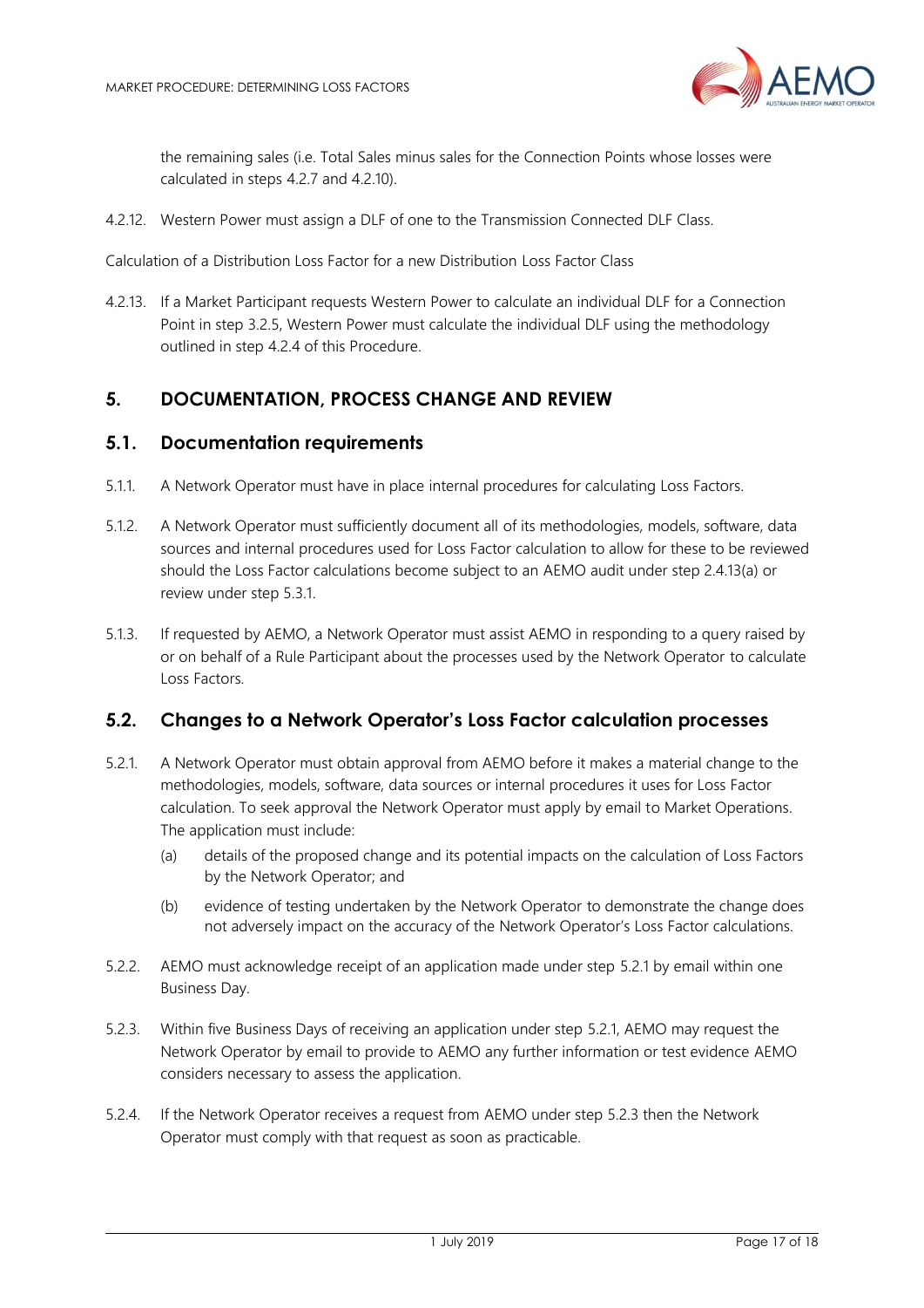the remaining sales (i.e. Total Sales minus sales for the Connection Points whose losses were calculated in steps 4.2.7 and 4.2.10).

4.2.12. Western Power must assign a DLF of one to the Transmission Connected DLF Class.

Calculation of a Distribution Loss Factor for a new Distribution Loss Factor Class

4.2.13. If a Market Participant requests Western Power to calculate an individual DLF for a Connection Point in step 3.2.5, Western Power must calculate the individual DLF using the methodology outlined in step 4.2.4 of this Procedure.

# 5. DOCUMENTATION, PROCESS CHANGE AND REVIEW

## 5.1. Documentation requirements

5.1.1. A Network Operator must have in place internal procedures for calculating Loss Factors.

5.1.2. A Network Operator must sufficiently document all of its methodologies, models, software, data sources and internal procedures used for Loss Factor calculation to allow for these to be reviewed should the Loss Factor calculations become subject to an AEMO audit under step 2.4.13(a) or review under step 5.3.1.

5.1.3. If requested by AEMO, a Network Operator must assist AEMO in responding to a query raised by or on behalf of a Rule Participant about the processes used by the Network Operator to calculate Loss Factors.

## 5.2. Changes to a Network Operator's Loss Factor calculation processes

5.2.1. A Network Operator must obtain approval from AEMO before it makes a material change to the methodologies, models, software, data sources or internal procedures it uses for Loss Factor calculation. To seek approval the Network Operator must apply by email to Market Operations. The application must include:

(a) details of the proposed change and its potential impacts on the calculation of Loss Factors by the Network Operator; and

(b) evidence of testing undertaken by the Network Operator to demonstrate the change does not adversely impact on the accuracy of the Network Operator's Loss Factor calculations.

5.2.2. AEMO must acknowledge receipt of an application made under step 5.2.1 by email within one Business Day.

5.2.3. Within five Business Days of receiving an application under step 5.2.1, AEMO may request the Network Operator by email to provide to AEMO any further information or test evidence AEMO considers necessary to assess the application.

5.2.4. If the Network Operator receives a request from AEMO under step 5.2.3 then the Network Operator must comply with that request as soon as practicable.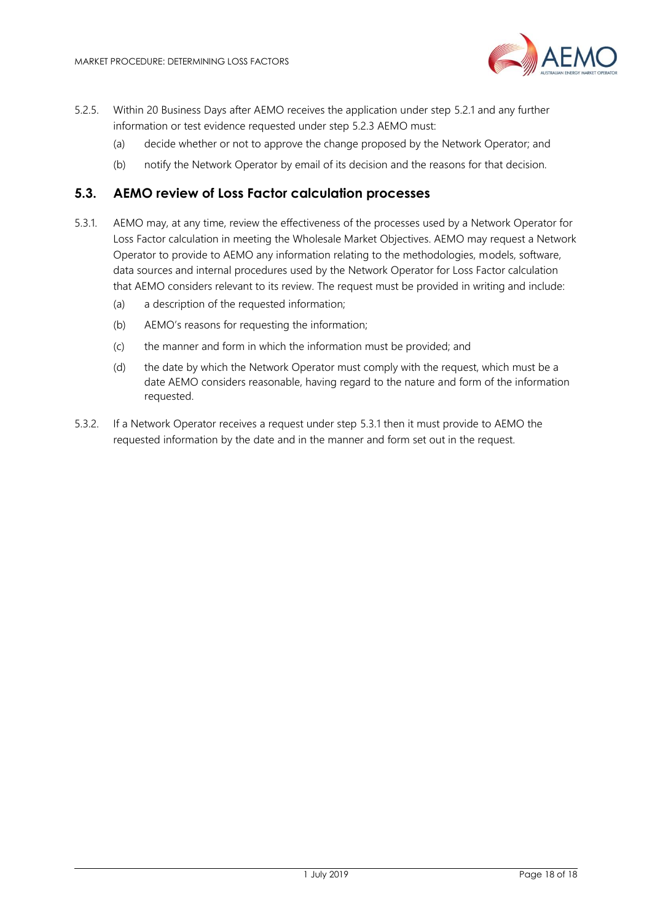5.2.5. Within 20 Business Days after AEMO receives the application under step 5.2.1 and any further information or test evidence requested under step 5.2.3 AEMO must:

(a) decide whether or not to approve the change proposed by the Network Operator; and

(b) notify the Network Operator by email of its decision and the reasons for that decision.

## 5.3. AEMO review of Loss Factor calculation processes

5.3.1. AEMO may, at any time, review the effectiveness of the processes used by a Network Operator for Loss Factor calculation in meeting the Wholesale Market Objectives. AEMO may request a Network Operator to provide to AEMO any information relating to the methodologies, models, software, data sources and internal procedures used by the Network Operator for Loss Factor calculation that AEMO considers relevant to its review. The request must be provided in writing and include:

(a) a description of the requested information;

(b) AEMO's reasons for requesting the information;

(c) the manner and form in which the information must be provided; and

(d) the date by which the Network Operator must comply with the request, which must be a date AEMO considers reasonable, having regard to the nature and form of the information requested.

5.3.2. If a Network Operator receives a request under step 5.3.1 then it must provide to AEMO the requested information by the date and in the manner and form set out in the request.